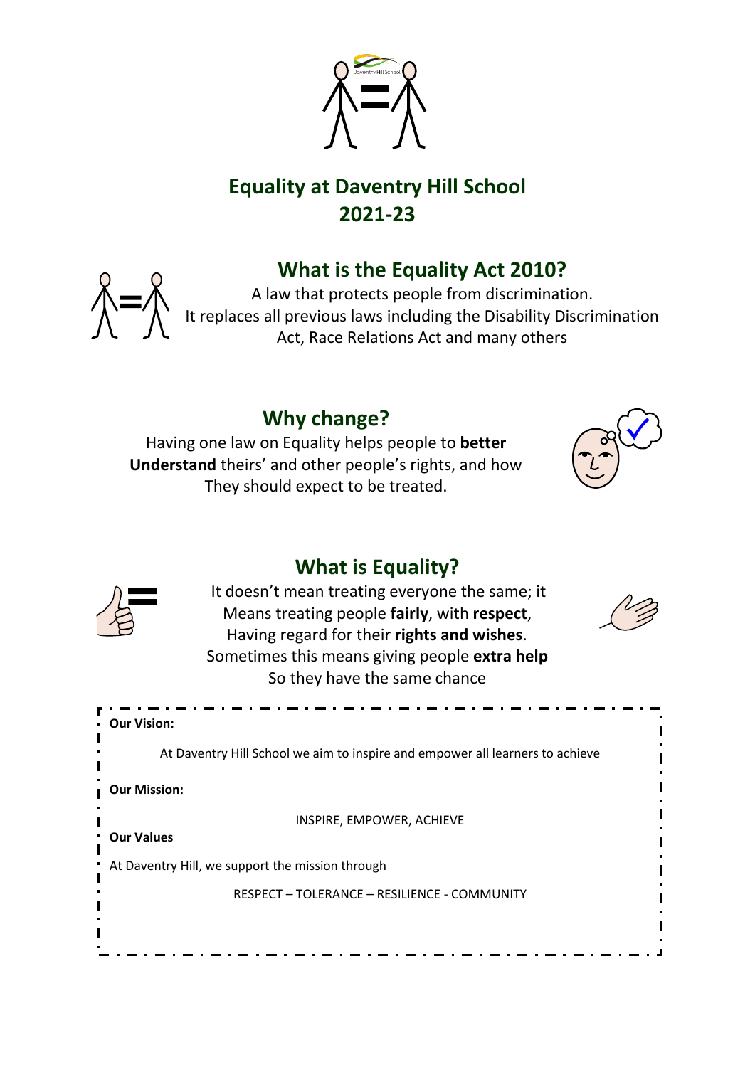# Equality at Daventry Hill School 2021-23

## What is the Equality Act 2010?

A law that protects people from discrimination.
It replaces all previous laws including the Disability Discrimination Act, Race Relations Act and many others

## Why change?

Having one law on Equality helps people to **better Understand** theirs' and other people's rights, and how They should expect to be treated.

## What is Equality?

It doesn't mean treating everyone the same; it Means treating people **fairly**, with **respect**, Having regard for their **rights and wishes**. Sometimes this means giving people **extra help** So they have the same chance

**Our Vision:**

At Daventry Hill School we aim to inspire and empower all learners to achieve

**Our Mission:**

INSPIRE, EMPOWER, ACHIEVE

**Our Values**

At Daventry Hill, we support the mission through

RESPECT – TOLERANCE – RESILIENCE - COMMUNITY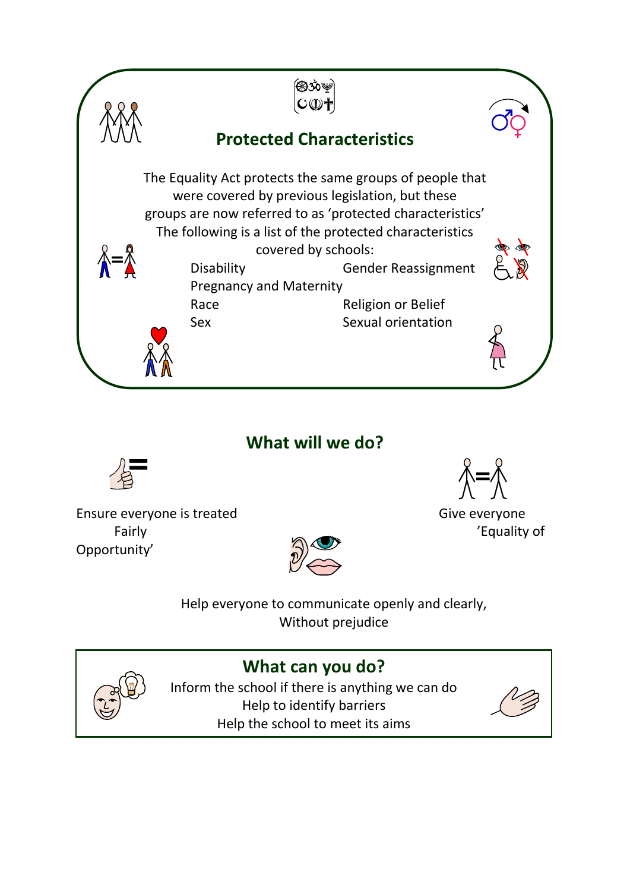## Protected Characteristics

The Equality Act protects the same groups of people that were covered by previous legislation, but these groups are now referred to as 'protected characteristics' The following is a list of the protected characteristics covered by schools:

- Disability
- Gender Reassignment
- Pregnancy and Maternity
- Race
- Religion or Belief
- Sex
- Sexual orientation

## What will we do?

Ensure everyone is treated Fairly

Give everyone 'Equality of Opportunity'

Help everyone to communicate openly and clearly, Without prejudice

## What can you do?

Inform the school if there is anything we can do

Help to identify barriers

Help the school to meet its aims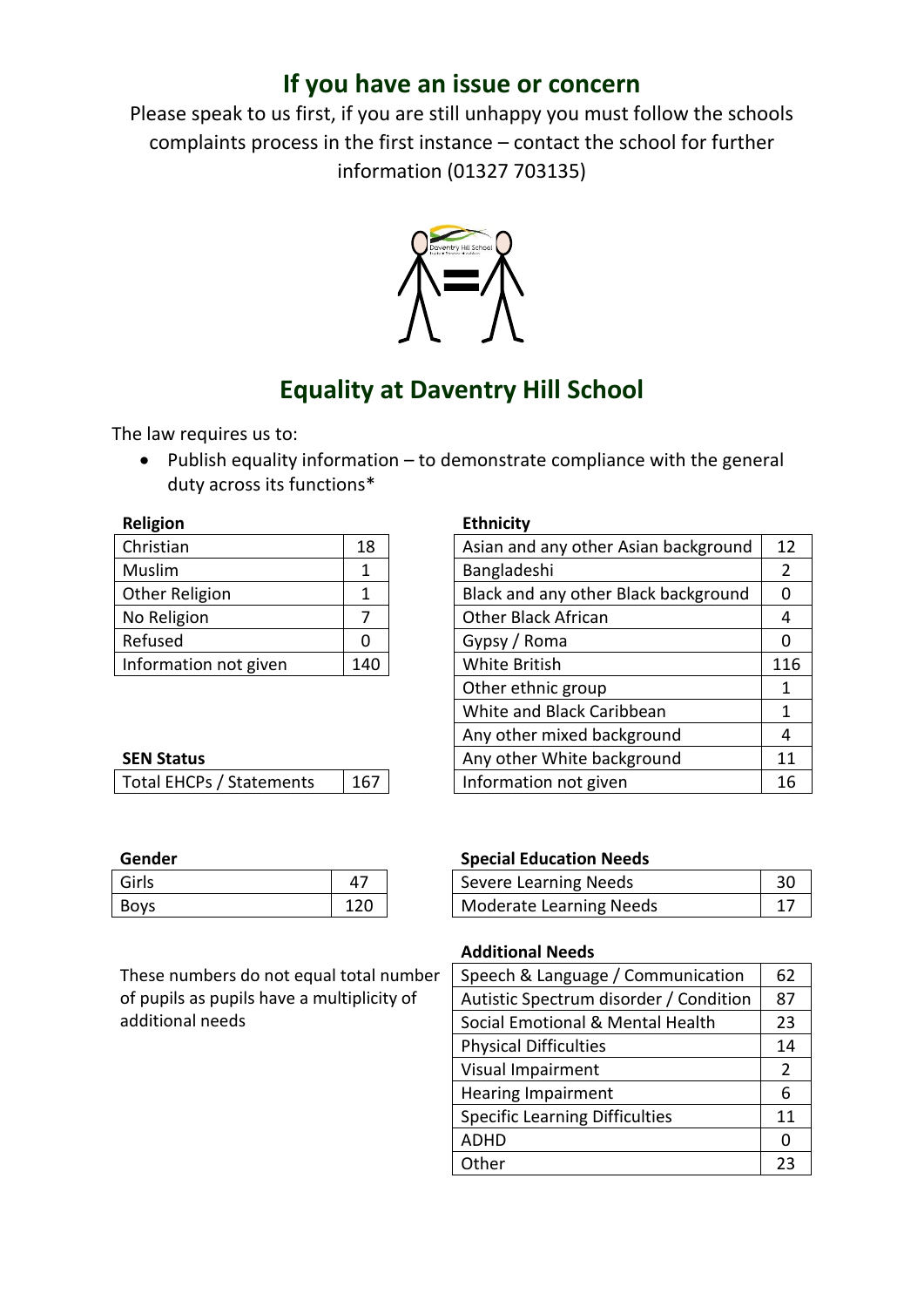## If you have an issue or concern

Please speak to us first, if you are still unhappy you must follow the schools complaints process in the first instance – contact the school for further information (01327 703135)

## Equality at Daventry Hill School

The law requires us to:

- Publish equality information – to demonstrate compliance with the general duty across its functions*

**Religion**

| | |
|---|---|
| Christian | 18 |
| Muslim | 1 |
| Other Religion | 1 |
| No Religion | 7 |
| Refused | 0 |
| Information not given | 140 |

**Ethnicity**

| | |
|---|---|
| Asian and any other Asian background | 12 |
| Bangladeshi | 2 |
| Black and any other Black background | 0 |
| Other Black African | 4 |
| Gypsy / Roma | 0 |
| White British | 116 |
| Other ethnic group | 1 |
| White and Black Caribbean | 1 |
| Any other mixed background | 4 |
| Any other White background | 11 |
| Information not given | 16 |

**SEN Status**

| | |
|---|---|
| Total EHCPs / Statements | 167 |

**Gender**

| | |
|---|---|
| Girls | 47 |
| Boys | 120 |

**Special Education Needs**

| | |
|---|---|
| Severe Learning Needs | 30 |
| Moderate Learning Needs | 17 |

**Additional Needs**

| | |
|---|---|
| Speech & Language / Communication | 62 |
| Autistic Spectrum disorder / Condition | 87 |
| Social Emotional & Mental Health | 23 |
| Physical Difficulties | 14 |
| Visual Impairment | 2 |
| Hearing Impairment | 6 |
| Specific Learning Difficulties | 11 |
| ADHD | 0 |
| Other | 23 |

These numbers do not equal total number of pupils as pupils have a multiplicity of additional needs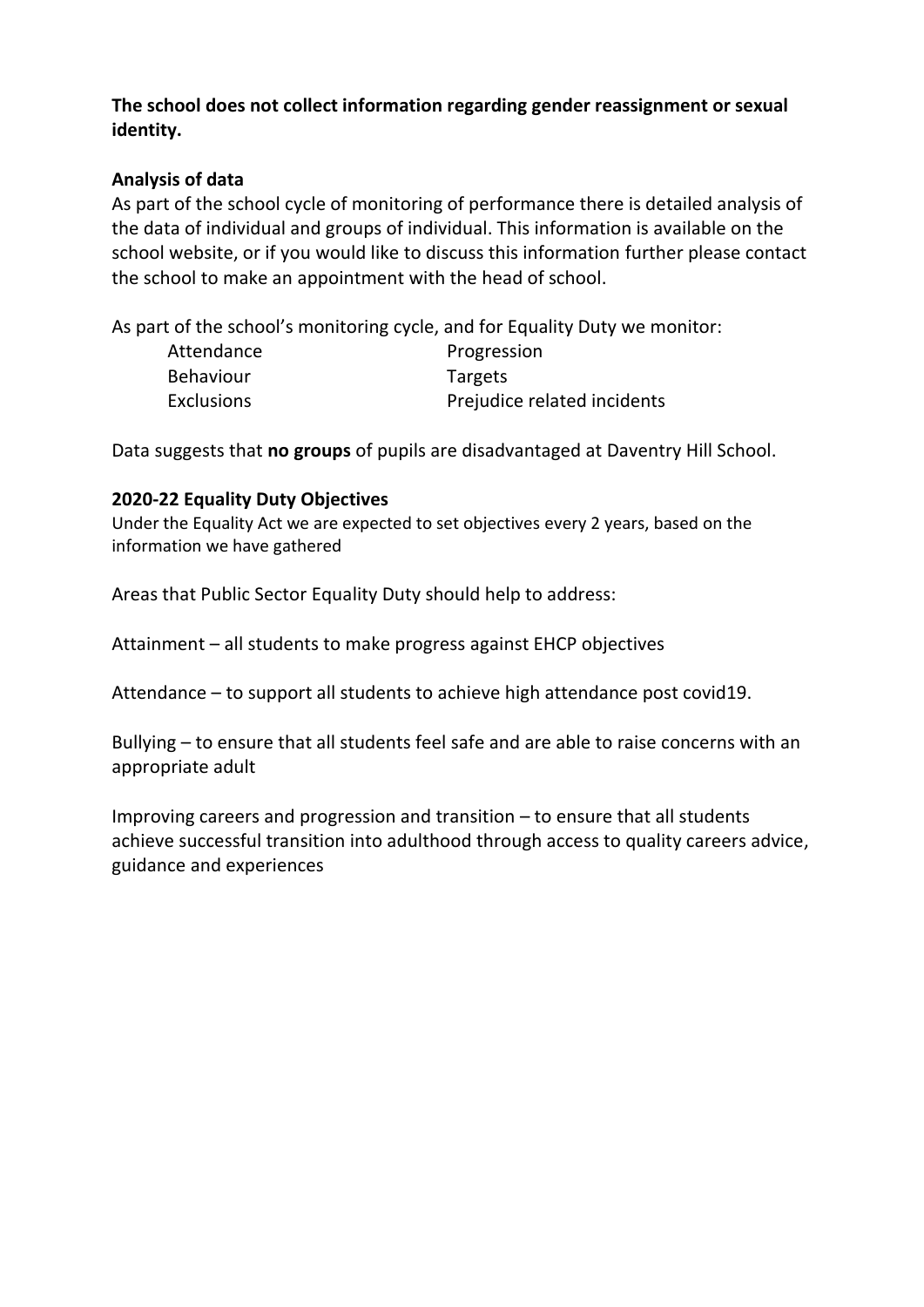**The school does not collect information regarding gender reassignment or sexual identity.**

**Analysis of data**

As part of the school cycle of monitoring of performance there is detailed analysis of the data of individual and groups of individual. This information is available on the school website, or if you would like to discuss this information further please contact the school to make an appointment with the head of school.

As part of the school's monitoring cycle, and for Equality Duty we monitor:

| | |
|---|---|
| Attendance | Progression |
| Behaviour | Targets |
| Exclusions | Prejudice related incidents |

Data suggests that **no groups** of pupils are disadvantaged at Daventry Hill School.

**2020-22 Equality Duty Objectives**

Under the Equality Act we are expected to set objectives every 2 years, based on the information we have gathered

Areas that Public Sector Equality Duty should help to address:

Attainment – all students to make progress against EHCP objectives

Attendance – to support all students to achieve high attendance post covid19.

Bullying – to ensure that all students feel safe and are able to raise concerns with an appropriate adult

Improving careers and progression and transition – to ensure that all students achieve successful transition into adulthood through access to quality careers advice, guidance and experiences